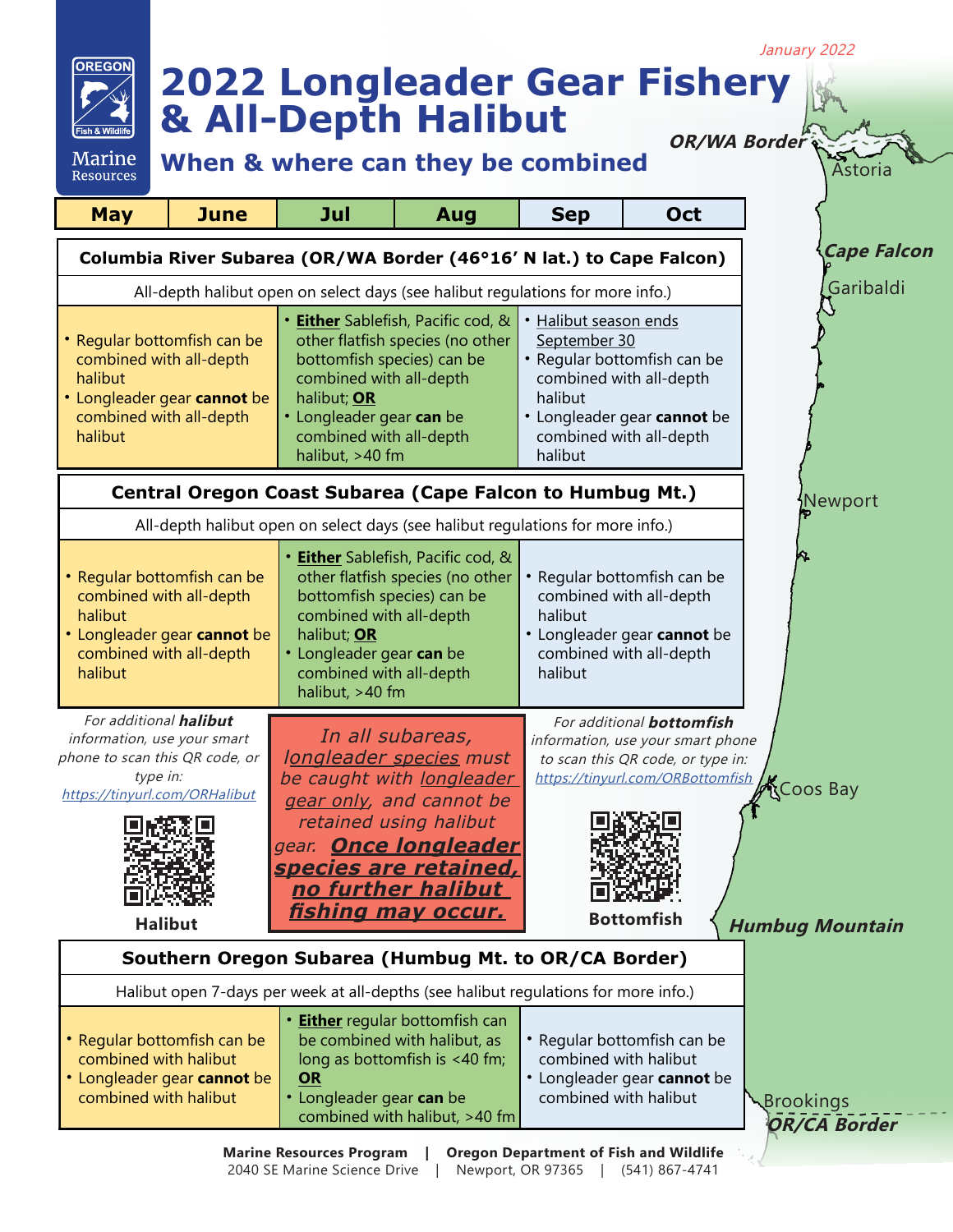*January 2022*

Oregon Fish & Wildlife — Marine Resources

# 2022 Longleader Gear Fishery & All-Depth Halibut

## When & where can they be combined

| May – June | Jul – Aug | Sep – Oct |
|---|---|---|

### Columbia River Subarea (OR/WA Border (46°16′ N lat.) to Cape Falcon)

All-depth halibut open on select days (see halibut regulations for more info.)

| May – June | Jul – Aug | Sep – Oct |
|---|---|---|
| • Regular bottomfish can be combined with all-depth halibut<br>• Longleader gear **cannot** be combined with all-depth halibut | • **Either** Sablefish, Pacific cod, & other flatfish species (no other bottomfish species) can be combined with all-depth halibut; **OR**<br>• Longleader gear **can** be combined with all-depth halibut, >40 fm | • Halibut season ends September 30<br>• Regular bottomfish can be combined with all-depth halibut<br>• Longleader gear **cannot** be combined with all-depth halibut |

### Central Oregon Coast Subarea (Cape Falcon to Humbug Mt.)

All-depth halibut open on select days (see halibut regulations for more info.)

| May – June | Jul – Aug | Sep – Oct |
|---|---|---|
| • Regular bottomfish can be combined with all-depth halibut<br>• Longleader gear **cannot** be combined with all-depth halibut | • **Either** Sablefish, Pacific cod, & other flatfish species (no other bottomfish species) can be combined with all-depth halibut; **OR**<br>• Longleader gear **can** be combined with all-depth halibut, >40 fm | • Regular bottomfish can be combined with all-depth halibut<br>• Longleader gear **cannot** be combined with all-depth halibut |

*For additional **halibut** information, use your smart phone to scan this QR code, or type in:* https://tinyurl.com/ORHalibut

**Halibut**

*In all subareas, longleader species must be caught with longleader gear only, and cannot be retained using halibut gear.* ***Once longleader species are retained, no further halibut fishing may occur.***

*For additional **bottomfish** information, use your smart phone to scan this QR code, or type in:* https://tinyurl.com/ORBottomfish

**Bottomfish**

### Southern Oregon Subarea (Humbug Mt. to OR/CA Border)

Halibut open 7-days per week at all-depths (see halibut regulations for more info.)

| May – June | Jul – Aug | Sep – Oct |
|---|---|---|
| • Regular bottomfish can be combined with halibut<br>• Longleader gear **cannot** be combined with halibut | • **Either** regular bottomfish can be combined with halibut, as long as bottomfish is <40 fm; **OR**<br>• Longleader gear **can** be combined with halibut, >40 fm | • Regular bottomfish can be combined with halibut<br>• Longleader gear **cannot** be combined with halibut |

Map labels: OR/WA Border, Astoria, Cape Falcon, Garibaldi, Newport, Coos Bay, Humbug Mountain, Brookings, OR/CA Border

**Marine Resources Program | Oregon Department of Fish and Wildlife**
2040 SE Marine Science Drive | Newport, OR 97365 | (541) 867-4741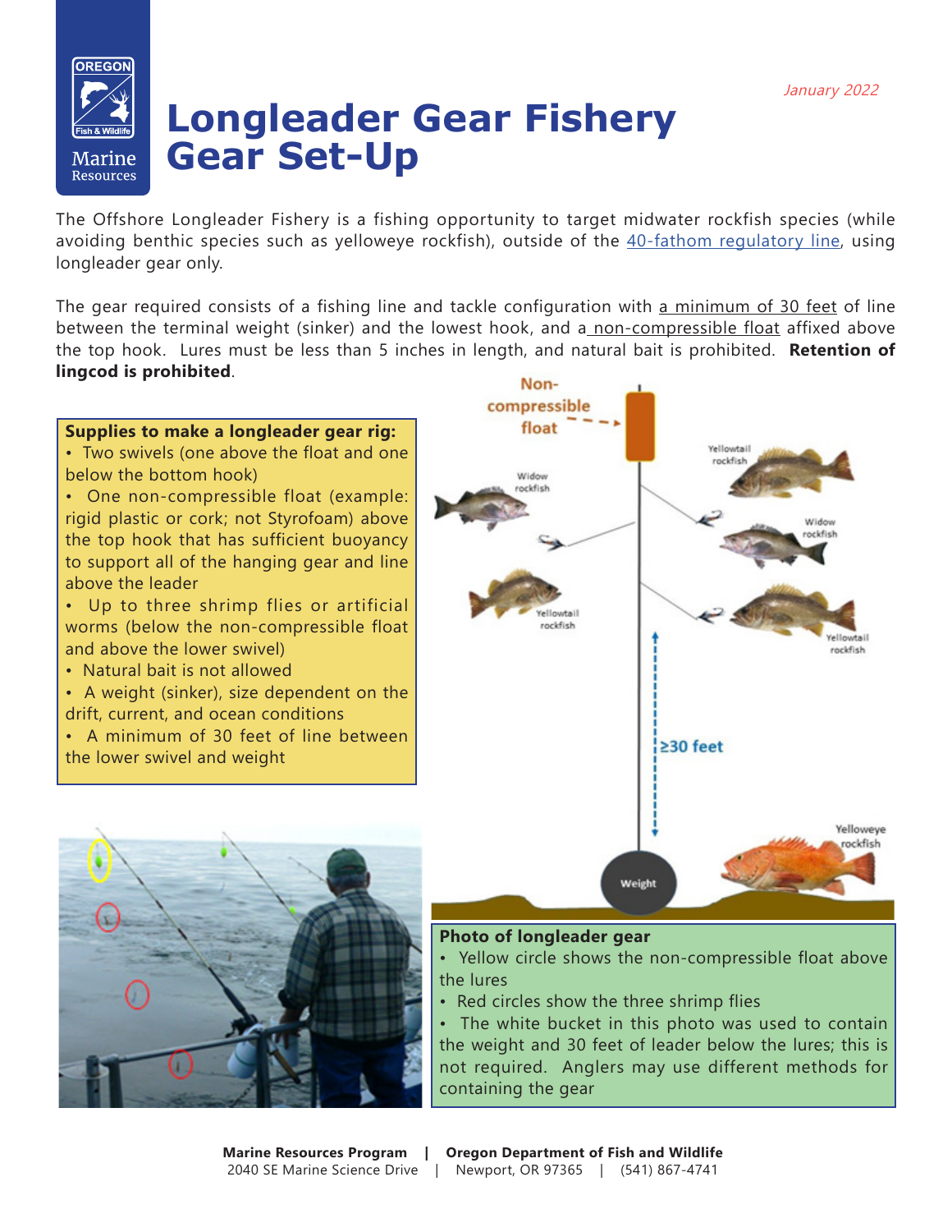# Longleader Gear Fishery Gear Set-Up

*January 2022*

The Offshore Longleader Fishery is a fishing opportunity to target midwater rockfish species (while avoiding benthic species such as yelloweye rockfish), outside of the 40-fathom regulatory line, using longleader gear only.

The gear required consists of a fishing line and tackle configuration with a minimum of 30 feet of line between the terminal weight (sinker) and the lowest hook, and a non-compressible float affixed above the top hook. Lures must be less than 5 inches in length, and natural bait is prohibited. **Retention of lingcod is prohibited**.

**Supplies to make a longleader gear rig:**

- Two swivels (one above the float and one below the bottom hook)
- One non-compressible float (example: rigid plastic or cork; not Styrofoam) above the top hook that has sufficient buoyancy to support all of the hanging gear and line above the leader
- Up to three shrimp flies or artificial worms (below the non-compressible float and above the lower swivel)
- Natural bait is not allowed
- A weight (sinker), size dependent on the drift, current, and ocean conditions
- A minimum of 30 feet of line between the lower swivel and weight

Non-compressible float

Yellowtail rockfish

Widow rockfish

Widow rockfish

Yellowtail rockfish

Yellowtail rockfish

≥30 feet

Yelloweye rockfish

Weight

**Photo of longleader gear**

- Yellow circle shows the non-compressible float above the lures
- Red circles show the three shrimp flies
- The white bucket in this photo was used to contain the weight and 30 feet of leader below the lures; this is not required. Anglers may use different methods for containing the gear

**Marine Resources Program | Oregon Department of Fish and Wildlife**
2040 SE Marine Science Drive | Newport, OR 97365 | (541) 867-4741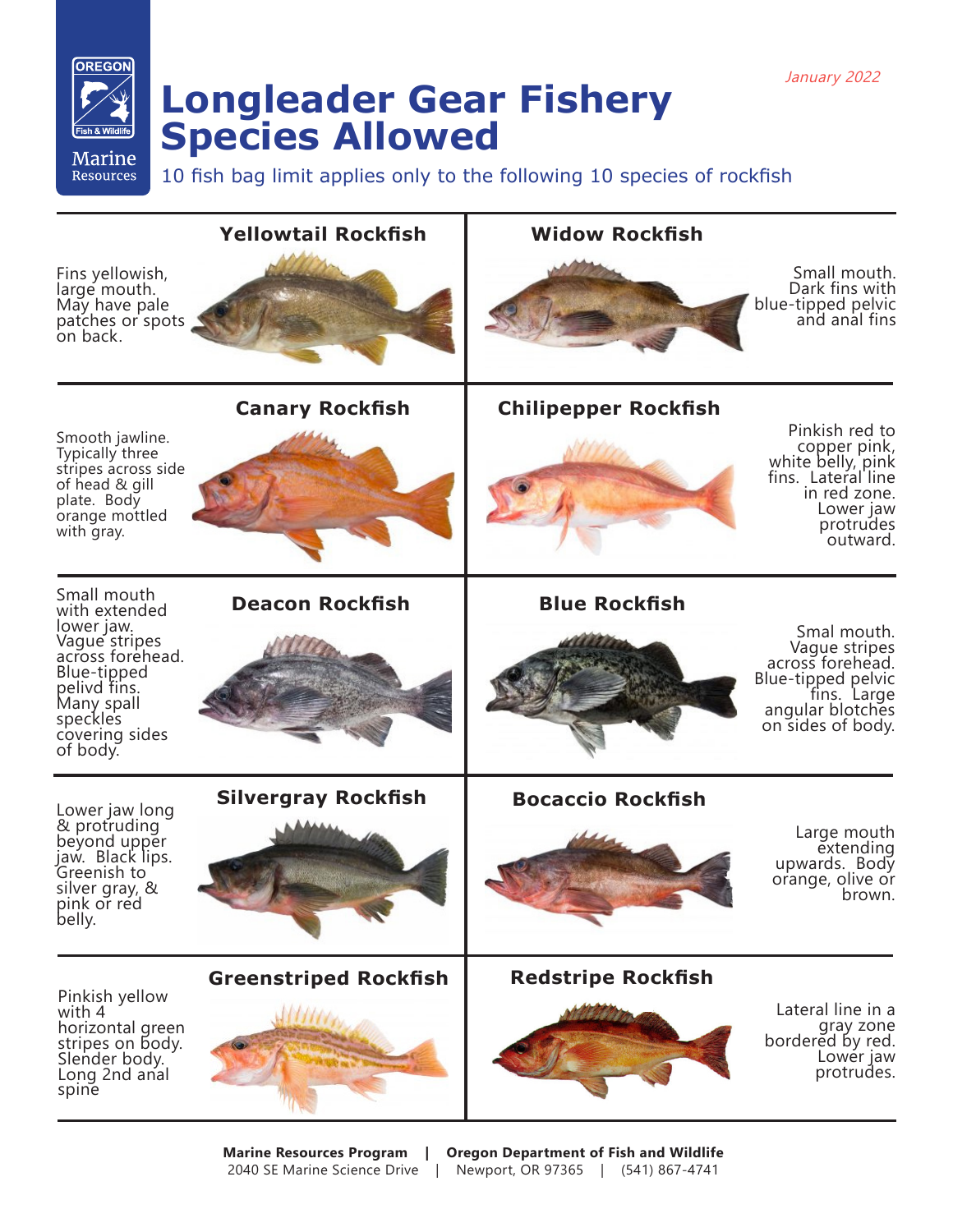January 2022

# Longleader Gear Fishery Species Allowed

10 fish bag limit applies only to the following 10 species of rockfish

### Yellowtail Rockfish

Fins yellowish, large mouth. May have pale patches or spots on back.

### Widow Rockfish

Small mouth. Dark fins with blue-tipped pelvic and anal fins

### Canary Rockfish

Smooth jawline. Typically three stripes across side of head & gill plate. Body orange mottled with gray.

### Chilipepper Rockfish

Pinkish red to copper pink, white belly, pink fins. Lateral line in red zone. Lower jaw protrudes outward.

### Deacon Rockfish

Small mouth with extended lower jaw. Vague stripes across forehead. Blue-tipped pelivd fins. Many spall speckles covering sides of body.

### Blue Rockfish

Smal mouth. Vague stripes across forehead. Blue-tipped pelvic fins. Large angular blotches on sides of body.

### Silvergray Rockfish

Lower jaw long & protruding beyond upper jaw. Black lips. Greenish to silver gray, & pink or red belly.

### Bocaccio Rockfish

Large mouth extending upwards. Body orange, olive or brown.

### Greenstriped Rockfish

Pinkish yellow with 4 horizontal green stripes on body. Slender body. Long 2nd anal spine

### Redstripe Rockfish

Lateral line in a gray zone bordered by red. Lower jaw protrudes.

**Marine Resources Program | Oregon Department of Fish and Wildlife**
2040 SE Marine Science Drive | Newport, OR 97365 | (541) 867-4741